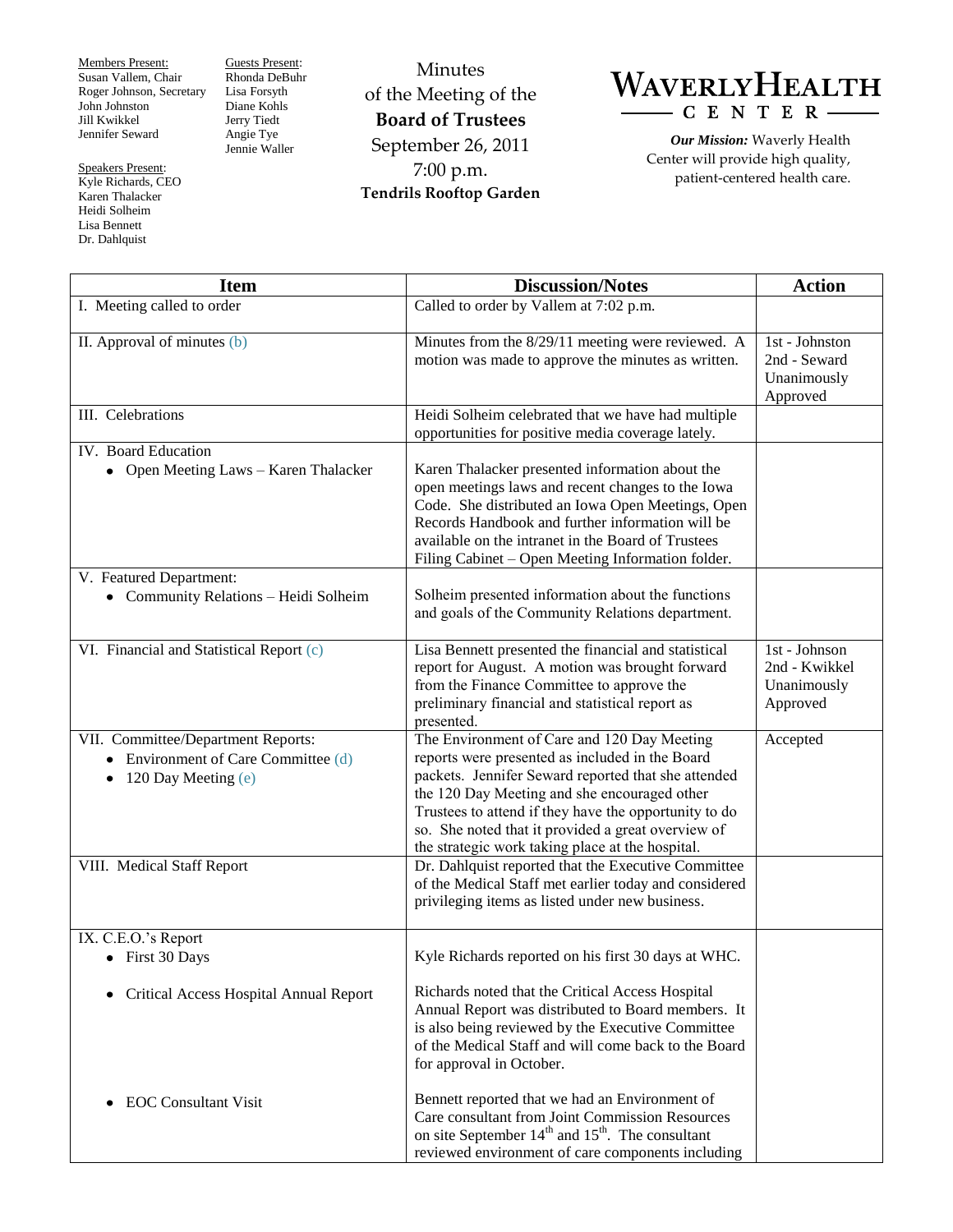Members Present:
Susan Vallem, Chair
Roger Johnson, Secretary
John Johnston
Jill Kwikkel
Jennifer Seward

Guests Present:
Rhonda DeBuhr
Lisa Forsyth
Diane Kohls
Jerry Tiedt
Angie Tye
Jennie Waller

Speakers Present:
Kyle Richards, CEO
Karen Thalacker
Heidi Solheim
Lisa Bennett
Dr. Dahlquist

Minutes
of the Meeting of the
**Board of Trustees**
September 26, 2011
7:00 p.m.
**Tendrils Rooftop Garden**

# WAVERLY HEALTH CENTER

***Our Mission:*** Waverly Health Center will provide high quality, patient-centered health care.

| Item | Discussion/Notes | Action |
|---|---|---|
| I. Meeting called to order | Called to order by Vallem at 7:02 p.m. | |
| II. Approval of minutes (b) | Minutes from the 8/29/11 meeting were reviewed. A motion was made to approve the minutes as written. | 1st - Johnston<br>2nd - Seward<br>Unanimously Approved |
| III. Celebrations | Heidi Solheim celebrated that we have had multiple opportunities for positive media coverage lately. | |
| IV. Board Education<br>• Open Meeting Laws – Karen Thalacker | Karen Thalacker presented information about the open meetings laws and recent changes to the Iowa Code. She distributed an Iowa Open Meetings, Open Records Handbook and further information will be available on the intranet in the Board of Trustees Filing Cabinet – Open Meeting Information folder. | |
| V. Featured Department:<br>• Community Relations – Heidi Solheim | Solheim presented information about the functions and goals of the Community Relations department. | |
| VI. Financial and Statistical Report (c) | Lisa Bennett presented the financial and statistical report for August. A motion was brought forward from the Finance Committee to approve the preliminary financial and statistical report as presented. | 1st - Johnson<br>2nd - Kwikkel<br>Unanimously Approved |
| VII. Committee/Department Reports:<br>• Environment of Care Committee (d)<br>• 120 Day Meeting (e) | The Environment of Care and 120 Day Meeting reports were presented as included in the Board packets. Jennifer Seward reported that she attended the 120 Day Meeting and she encouraged other Trustees to attend if they have the opportunity to do so. She noted that it provided a great overview of the strategic work taking place at the hospital. | Accepted |
| VIII. Medical Staff Report | Dr. Dahlquist reported that the Executive Committee of the Medical Staff met earlier today and considered privileging items as listed under new business. | |
| IX. C.E.O.'s Report<br>• First 30 Days<br><br>• Critical Access Hospital Annual Report<br><br>• EOC Consultant Visit | Kyle Richards reported on his first 30 days at WHC.<br><br>Richards noted that the Critical Access Hospital Annual Report was distributed to Board members. It is also being reviewed by the Executive Committee of the Medical Staff and will come back to the Board for approval in October.<br><br>Bennett reported that we had an Environment of Care consultant from Joint Commission Resources on site September 14th and 15th. The consultant reviewed environment of care components including | |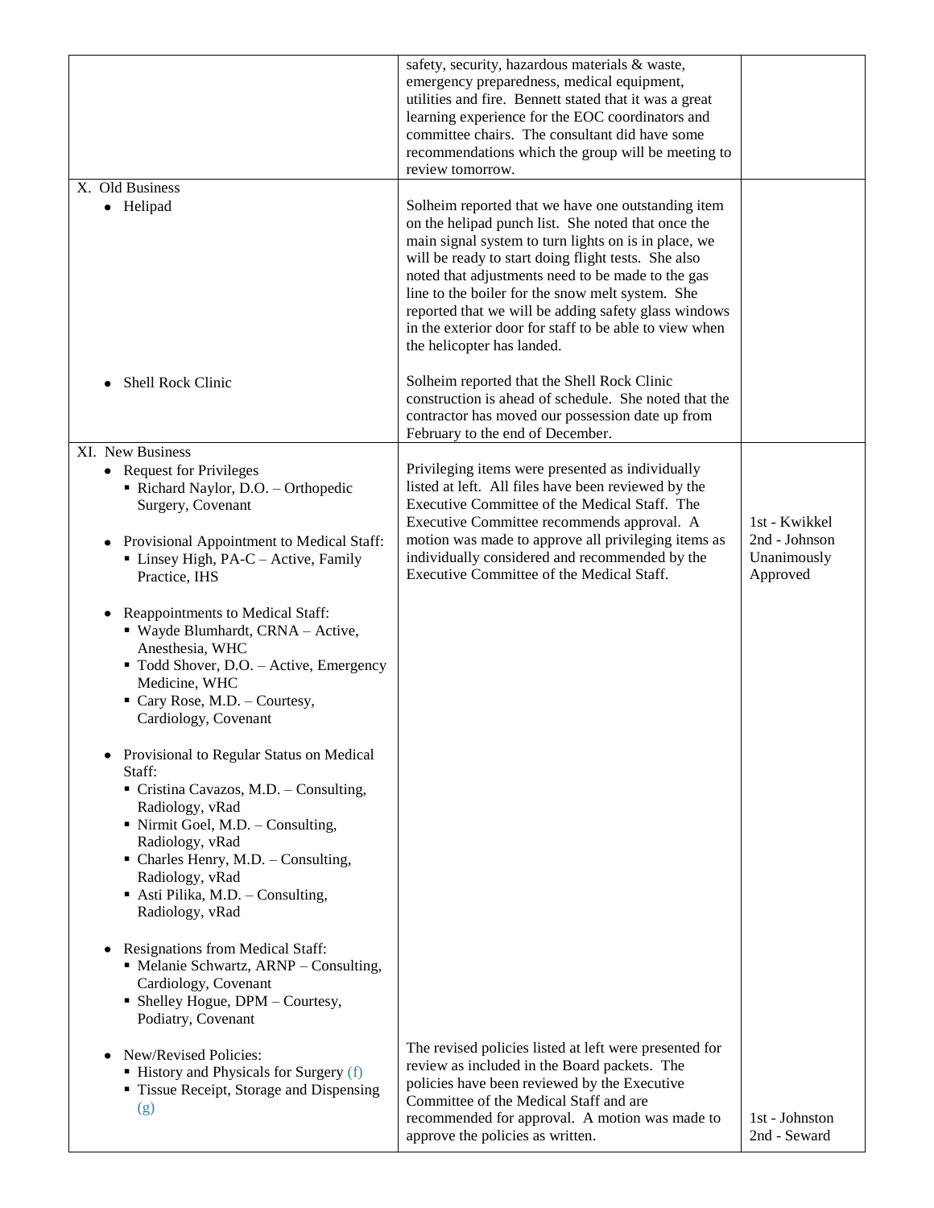| | | |
|---|---|---|
| | safety, security, hazardous materials & waste, emergency preparedness, medical equipment, utilities and fire. Bennett stated that it was a great learning experience for the EOC coordinators and committee chairs. The consultant did have some recommendations which the group will be meeting to review tomorrow. | |
| X. Old Business<br>• Helipad | Solheim reported that we have one outstanding item on the helipad punch list. She noted that once the main signal system to turn lights on is in place, we will be ready to start doing flight tests. She also noted that adjustments need to be made to the gas line to the boiler for the snow melt system. She reported that we will be adding safety glass windows in the exterior door for staff to be able to view when the helicopter has landed. | |
| • Shell Rock Clinic | Solheim reported that the Shell Rock Clinic construction is ahead of schedule. She noted that the contractor has moved our possession date up from February to the end of December. | |
| XI. New Business<br>• Request for Privileges<br>▪ Richard Naylor, D.O. – Orthopedic Surgery, Covenant<br><br>• Provisional Appointment to Medical Staff:<br>▪ Linsey High, PA-C – Active, Family Practice, IHS<br><br>• Reappointments to Medical Staff:<br>▪ Wayde Blumhardt, CRNA – Active, Anesthesia, WHC<br>▪ Todd Shover, D.O. – Active, Emergency Medicine, WHC<br>▪ Cary Rose, M.D. – Courtesy, Cardiology, Covenant<br><br>• Provisional to Regular Status on Medical Staff:<br>▪ Cristina Cavazos, M.D. – Consulting, Radiology, vRad<br>▪ Nirmit Goel, M.D. – Consulting, Radiology, vRad<br>▪ Charles Henry, M.D. – Consulting, Radiology, vRad<br>▪ Asti Pilika, M.D. – Consulting, Radiology, vRad<br><br>• Resignations from Medical Staff:<br>▪ Melanie Schwartz, ARNP – Consulting, Cardiology, Covenant<br>▪ Shelley Hogue, DPM – Courtesy, Podiatry, Covenant | Privileging items were presented as individually listed at left. All files have been reviewed by the Executive Committee of the Medical Staff. The Executive Committee recommends approval. A motion was made to approve all privileging items as individually considered and recommended by the Executive Committee of the Medical Staff. | 1st - Kwikkel<br>2nd - Johnson<br>Unanimously Approved |
| • New/Revised Policies:<br>▪ History and Physicals for Surgery (f)<br>▪ Tissue Receipt, Storage and Dispensing (g) | The revised policies listed at left were presented for review as included in the Board packets. The policies have been reviewed by the Executive Committee of the Medical Staff and are recommended for approval. A motion was made to approve the policies as written. | 1st - Johnston<br>2nd - Seward |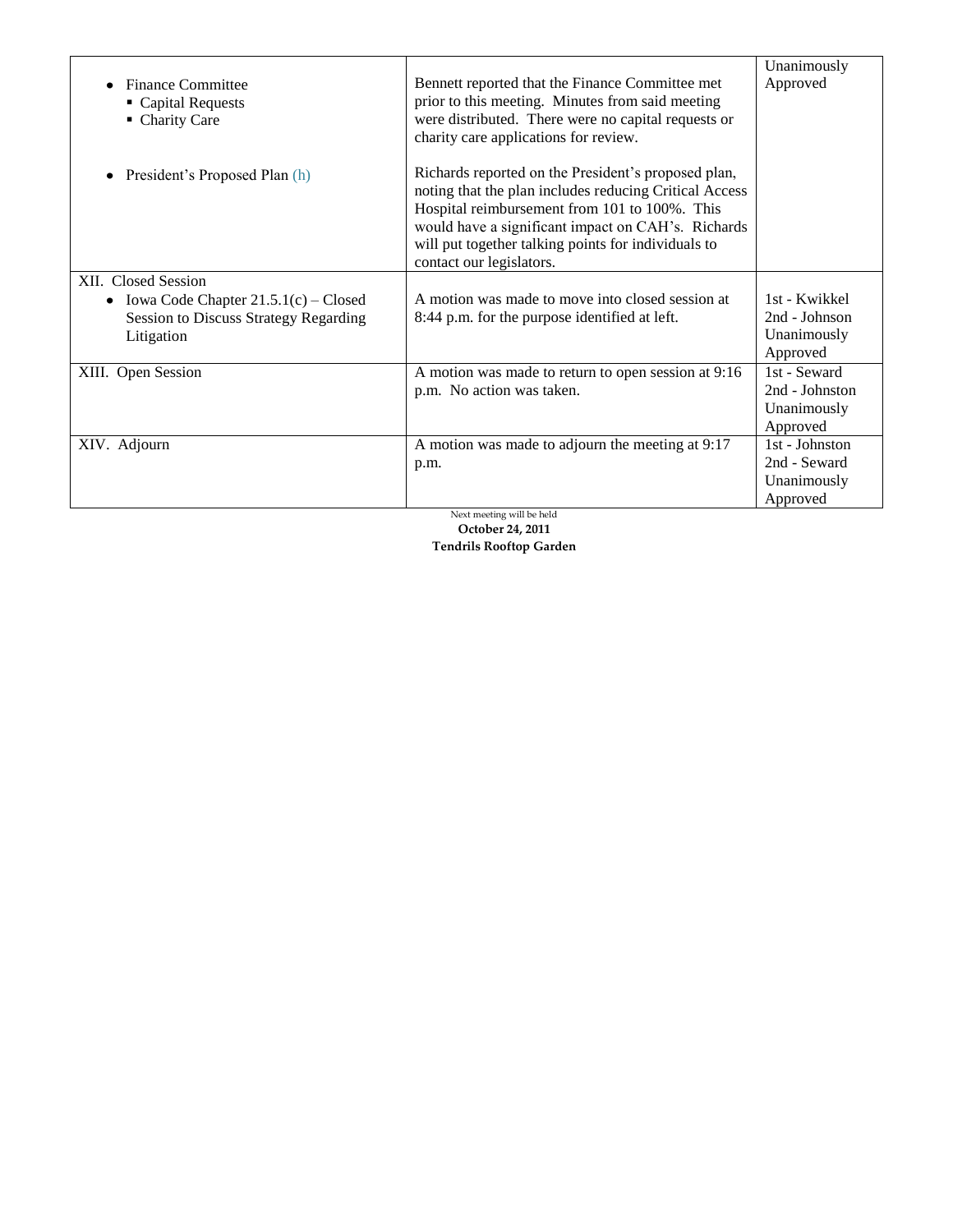| | | |
|---|---|---|
| • Finance Committee<br>▪ Capital Requests<br>▪ Charity Care<br><br>• President's Proposed Plan (h) | Bennett reported that the Finance Committee met prior to this meeting. Minutes from said meeting were distributed. There were no capital requests or charity care applications for review.<br><br>Richards reported on the President's proposed plan, noting that the plan includes reducing Critical Access Hospital reimbursement from 101 to 100%. This would have a significant impact on CAH's. Richards will put together talking points for individuals to contact our legislators. | Unanimously Approved |
| XII. Closed Session<br>• Iowa Code Chapter 21.5.1(c) – Closed Session to Discuss Strategy Regarding Litigation | A motion was made to move into closed session at 8:44 p.m. for the purpose identified at left. | 1st - Kwikkel<br>2nd - Johnson<br>Unanimously Approved |
| XIII. Open Session | A motion was made to return to open session at 9:16 p.m. No action was taken. | 1st - Seward<br>2nd - Johnston<br>Unanimously Approved |
| XIV. Adjourn | A motion was made to adjourn the meeting at 9:17 p.m. | 1st - Johnston<br>2nd - Seward<br>Unanimously Approved |

Next meeting will be held
**October 24, 2011**
**Tendrils Rooftop Garden**